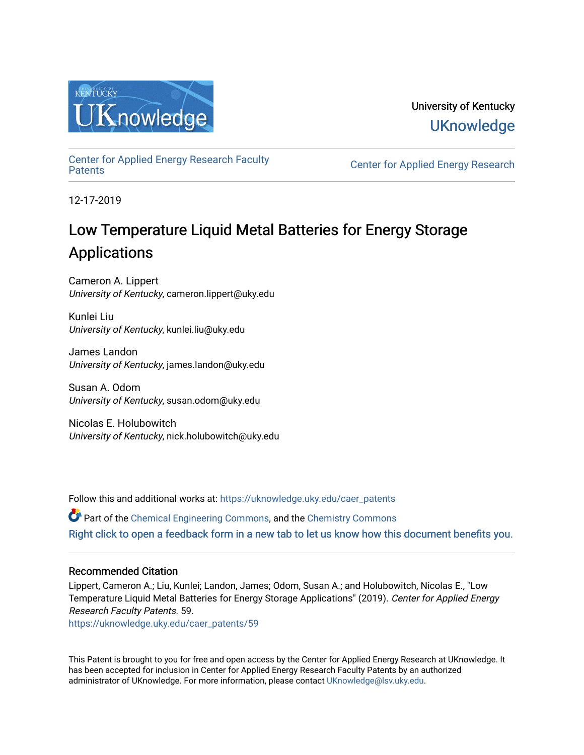University of Kentucky

UKnowledge

Center for Applied Energy Research Faculty Patents

Center for Applied Energy Research

12-17-2019

# Low Temperature Liquid Metal Batteries for Energy Storage Applications

Cameron A. Lippert
*University of Kentucky*, cameron.lippert@uky.edu

Kunlei Liu
*University of Kentucky*, kunlei.liu@uky.edu

James Landon
*University of Kentucky*, james.landon@uky.edu

Susan A. Odom
*University of Kentucky*, susan.odom@uky.edu

Nicolas E. Holubowitch
*University of Kentucky*, nick.holubowitch@uky.edu

Follow this and additional works at: https://uknowledge.uky.edu/caer_patents

Part of the Chemical Engineering Commons, and the Chemistry Commons

Right click to open a feedback form in a new tab to let us know how this document benefits you.

## Recommended Citation

Lippert, Cameron A.; Liu, Kunlei; Landon, James; Odom, Susan A.; and Holubowitch, Nicolas E., "Low Temperature Liquid Metal Batteries for Energy Storage Applications" (2019). *Center for Applied Energy Research Faculty Patents*. 59.
https://uknowledge.uky.edu/caer_patents/59

This Patent is brought to you for free and open access by the Center for Applied Energy Research at UKnowledge. It has been accepted for inclusion in Center for Applied Energy Research Faculty Patents by an authorized administrator of UKnowledge. For more information, please contact UKnowledge@lsv.uky.edu.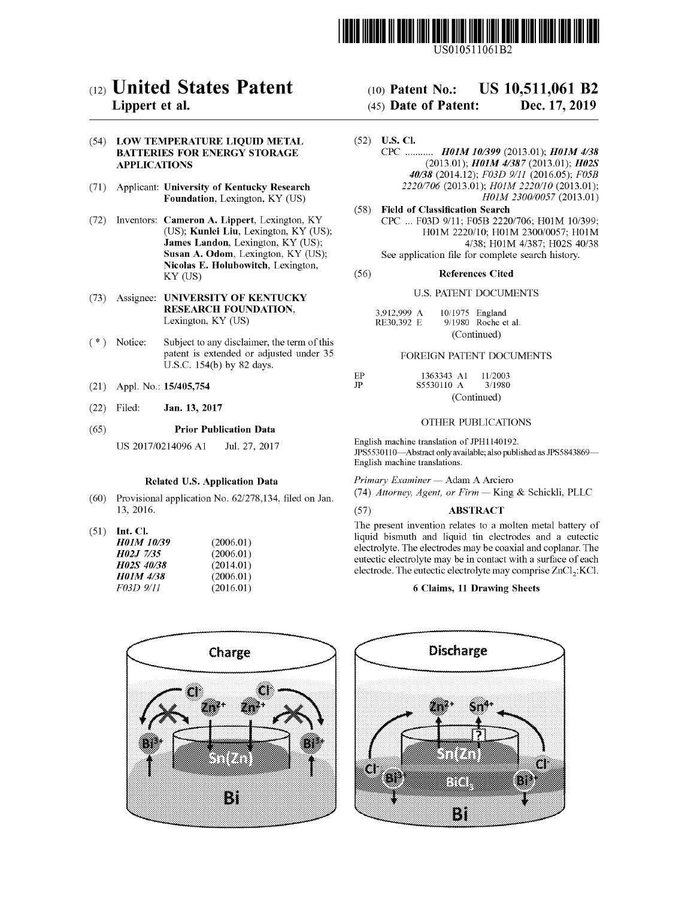US010511061B2

# (12) United States Patent
**Lippert et al.**

(10) **Patent No.: US 10,511,061 B2**

(45) **Date of Patent: Dec. 17, 2019**

(54) **LOW TEMPERATURE LIQUID METAL BATTERIES FOR ENERGY STORAGE APPLICATIONS**

(71) Applicant: **University of Kentucky Research Foundation**, Lexington, KY (US)

(72) Inventors: **Cameron A. Lippert**, Lexington, KY (US); **Kunlei Liu**, Lexington, KY (US); **James Landon**, Lexington, KY (US); **Susan A. Odom**, Lexington, KY (US); **Nicolas E. Holubowitch**, Lexington, KY (US)

(73) Assignee: **UNIVERSITY OF KENTUCKY RESEARCH FOUNDATION**, Lexington, KY (US)

( * ) Notice: Subject to any disclaimer, the term of this patent is extended or adjusted under 35 U.S.C. 154(b) by 82 days.

(21) Appl. No.: **15/405,754**

(22) Filed: **Jan. 13, 2017**

(65) **Prior Publication Data**

US 2017/0214096 A1 Jul. 27, 2017

**Related U.S. Application Data**

(60) Provisional application No. 62/278,134, filed on Jan. 13, 2016.

(51) **Int. Cl.**

| | |
|---|---|
| *H01M 10/39* | (2006.01) |
| *H02J 7/35* | (2006.01) |
| *H02S 40/38* | (2014.01) |
| *H01M 4/38* | (2006.01) |
| *F03D 9/11* | (2016.01) |

(52) **U.S. Cl.**

CPC ........... ***H01M 10/399*** (2013.01); ***H01M 4/38*** (2013.01); ***H01M 4/387*** (2013.01); ***H02S 40/38*** (2014.12); *F03D 9/11* (2016.05); *F05B 2220/706* (2013.01); *H01M 2220/10* (2013.01); *H01M 2300/0057* (2013.01)

(58) **Field of Classification Search**

CPC ... F03D 9/11; F05B 2220/706; H01M 10/399; H01M 2220/10; H01M 2300/0057; H01M 4/38; H01M 4/387; H02S 40/38

See application file for complete search history.

(56) **References Cited**

U.S. PATENT DOCUMENTS

| | | |
|---|---|---|
| 3,912,999 A | 10/1975 | England |
| RE30,392 E | 9/1980 | Roche et al. |

(Continued)

FOREIGN PATENT DOCUMENTS

| | | |
|---|---|---|
| EP | 1363343 A1 | 11/2003 |
| JP | S5530110 A | 3/1980 |

(Continued)

OTHER PUBLICATIONS

English machine translation of JPH1140192.
JPS5530110—Abstract only available; also published as JPS5843869—English machine translations.

*Primary Examiner* — Adam A Arciero

(74) *Attorney, Agent, or Firm* — King & Schickli, PLLC

(57) **ABSTRACT**

The present invention relates to a molten metal battery of liquid bismuth and liquid tin electrodes and a eutectic electrolyte. The electrodes may be coaxial and coplanar. The eutectic electrolyte may be in contact with a surface of each electrode. The eutectic electrolyte may comprise $ZnCl_2$:KCl.

**6 Claims, 11 Drawing Sheets**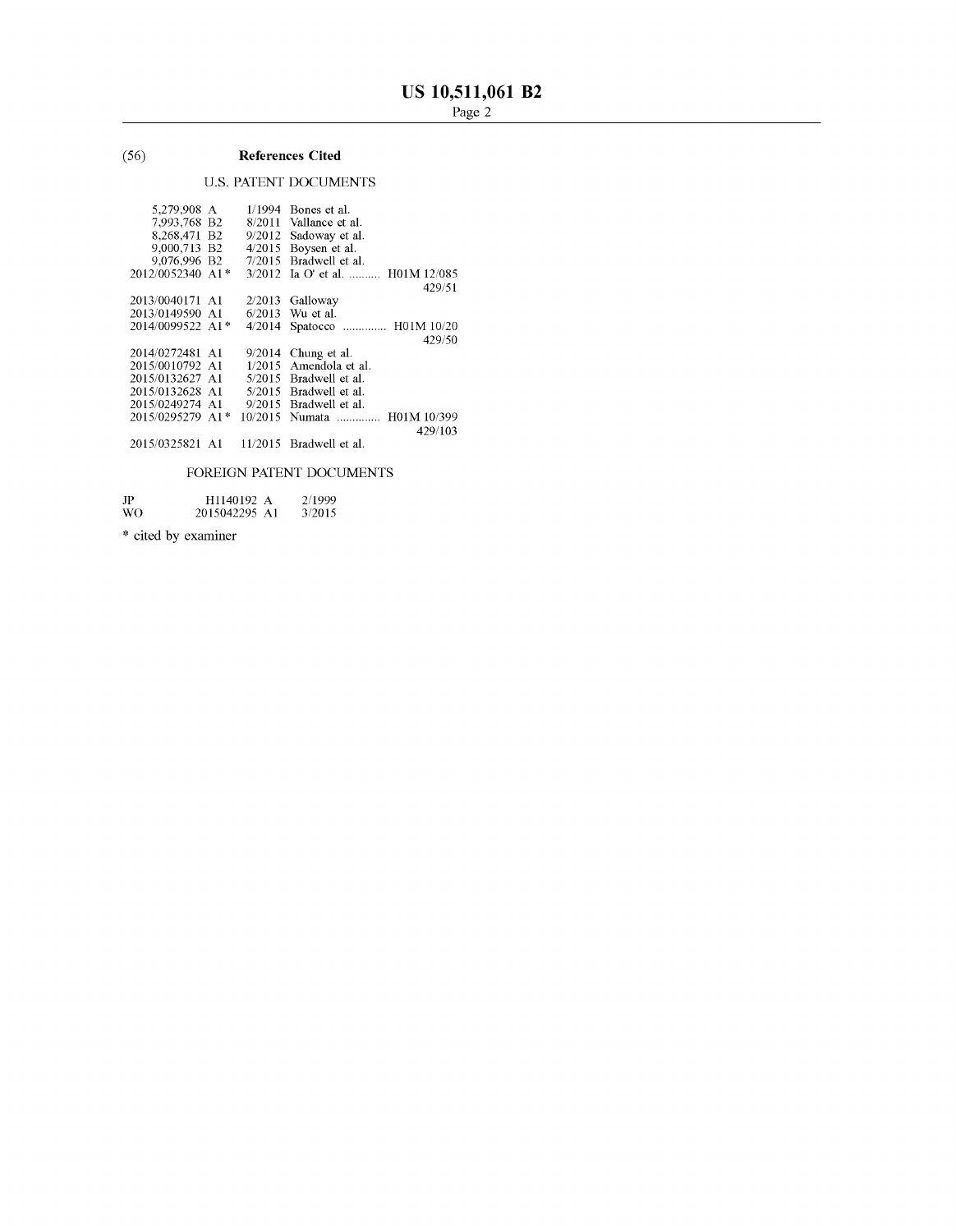## (56) References Cited

### U.S. PATENT DOCUMENTS

| | | | |
|---|---|---|---|
| 5,279,908 A | 1/1994 | Bones et al. | |
| 7,993,768 B2 | 8/2011 | Vallance et al. | |
| 8,268,471 B2 | 9/2012 | Sadoway et al. | |
| 9,000,713 B2 | 4/2015 | Boysen et al. | |
| 9,076,996 B2 | 7/2015 | Bradwell et al. | |
| 2012/0052340 A1* | 3/2012 | Ia O' et al. .......... | H01M 12/085 429/51 |
| 2013/0040171 A1 | 2/2013 | Galloway | |
| 2013/0149590 A1 | 6/2013 | Wu et al. | |
| 2014/0099522 A1* | 4/2014 | Spatocco .............. | H01M 10/20 429/50 |
| 2014/0272481 A1 | 9/2014 | Chung et al. | |
| 2015/0010792 A1 | 1/2015 | Amendola et al. | |
| 2015/0132627 A1 | 5/2015 | Bradwell et al. | |
| 2015/0132628 A1 | 5/2015 | Bradwell et al. | |
| 2015/0249274 A1 | 9/2015 | Bradwell et al. | |
| 2015/0295279 A1* | 10/2015 | Numata .............. | H01M 10/399 429/103 |
| 2015/0325821 A1 | 11/2015 | Bradwell et al. | |

### FOREIGN PATENT DOCUMENTS

| | | |
|---|---|---|
| JP | H1140192 A | 2/1999 |
| WO | 2015042295 A1 | 3/2015 |

\* cited by examiner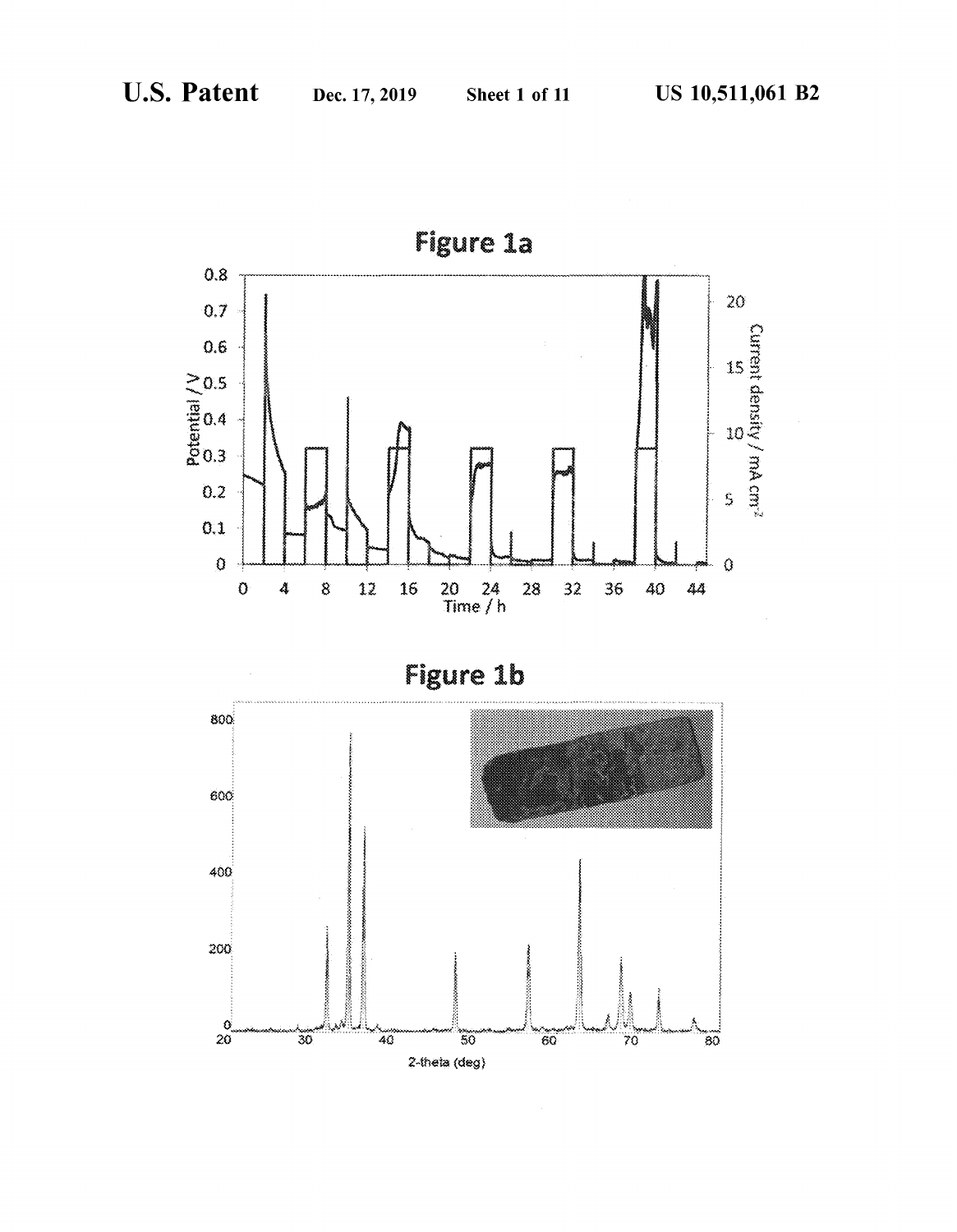**Figure 1a**

**Figure 1b**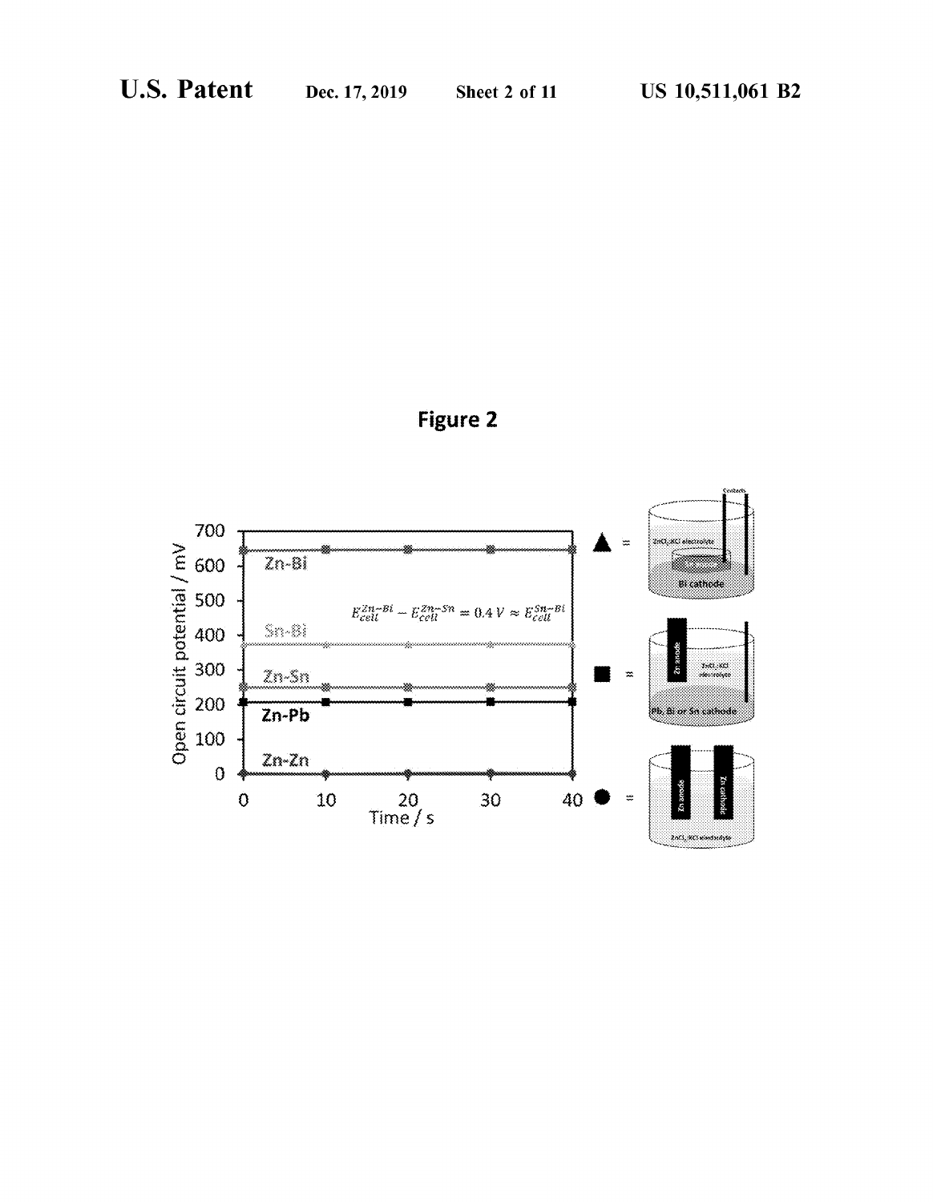Figure 2

| Open circuit potential / mV |
|---|

Zn-Bi

Sn-Bi

Zn-Sn

Zn-Pb

Zn-Zn

$$E_{cell}^{Zn-Bi} - E_{cell}^{Zn-Sn} = 0.4\ V \approx E_{cell}^{Sn-Bi}$$

Time / s

▲ = ZnCl$_2$-KCl electrolyte, Bi cathode, Contacts

■ = Zn anode, ZnCl$_2$-KCl electrolyte, Pb, Bi or Sn cathode

● = Zn anode, Zn cathode, ZnCl$_2$-KCl electrolyte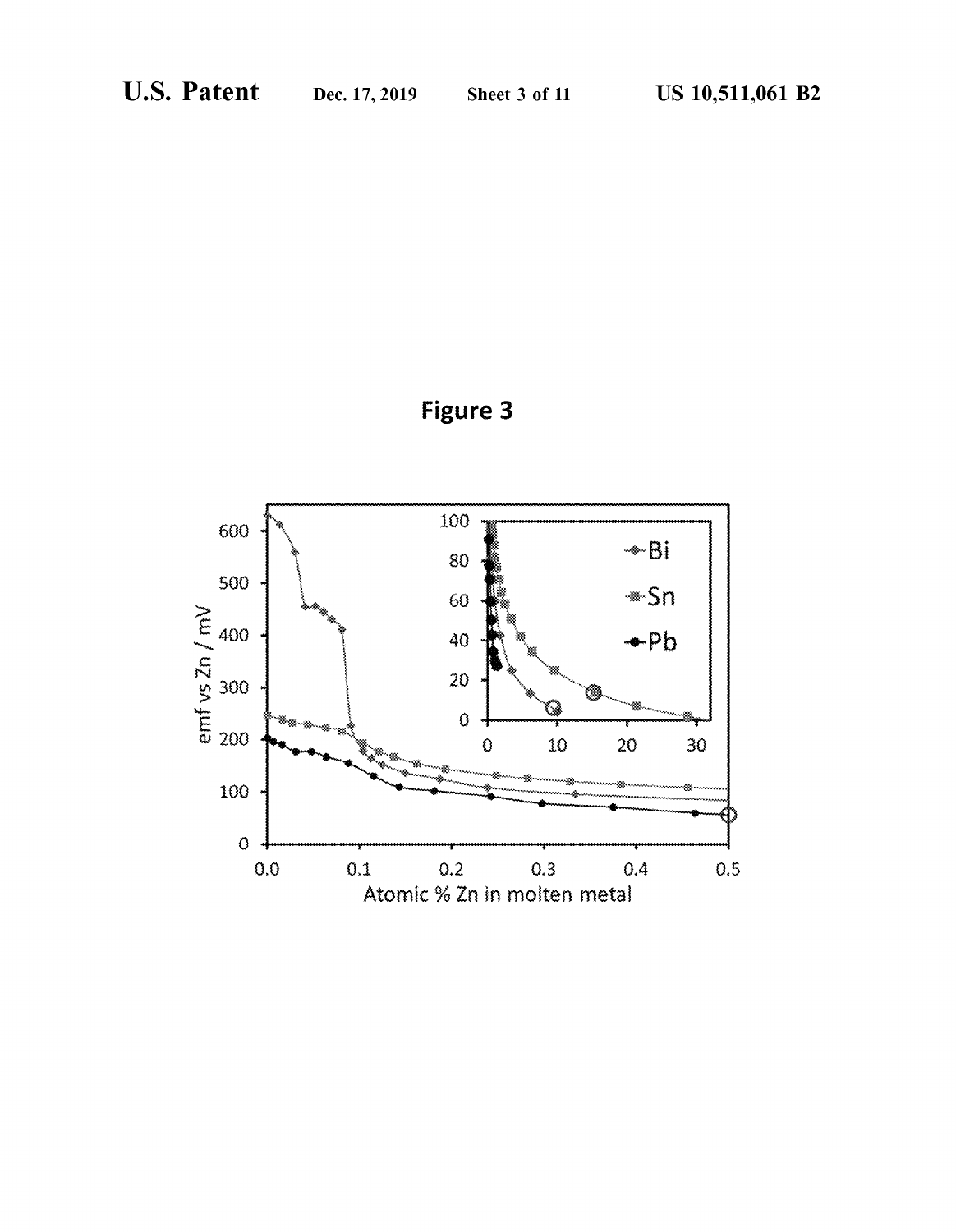Figure 3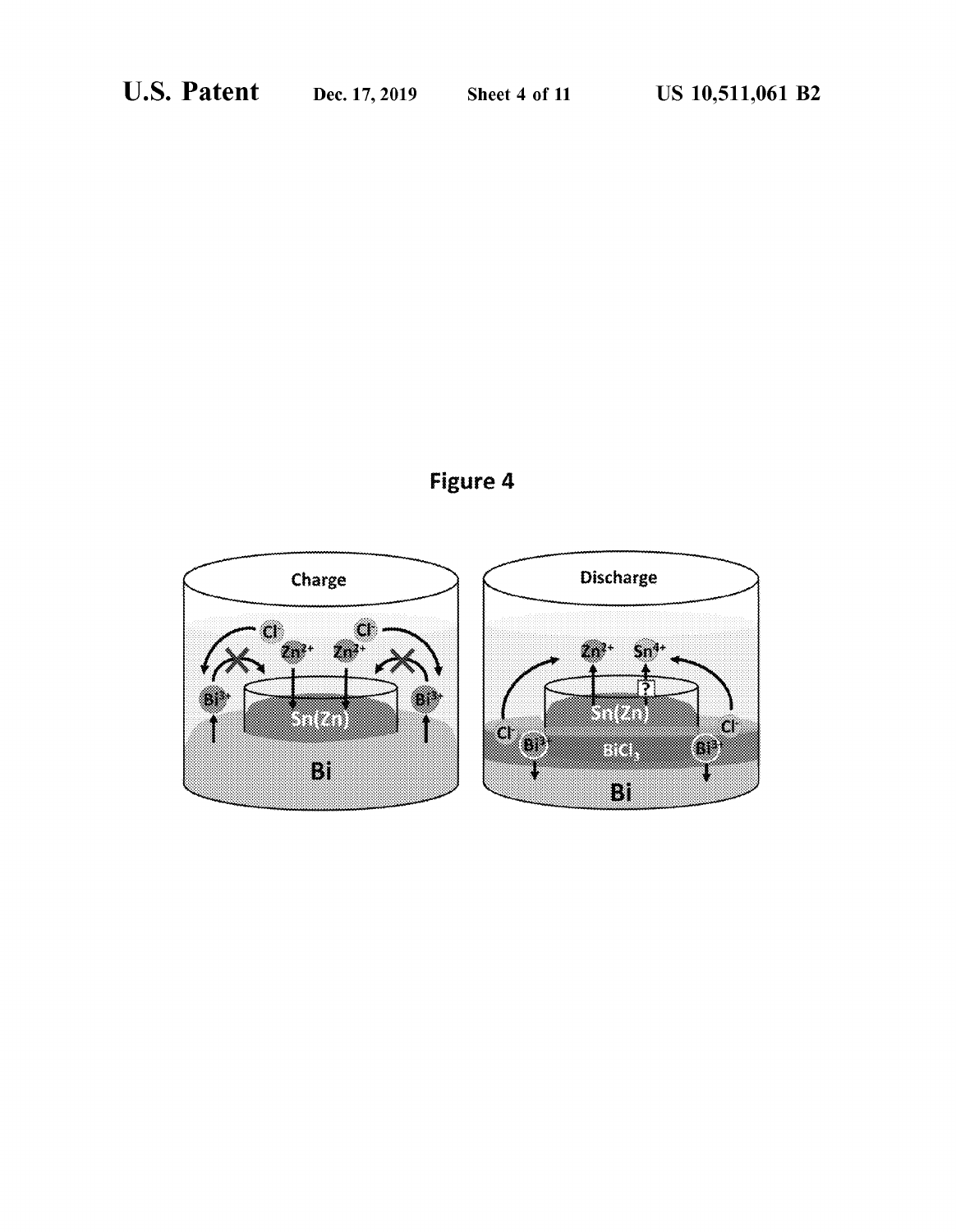Figure 4

Charge

Discharge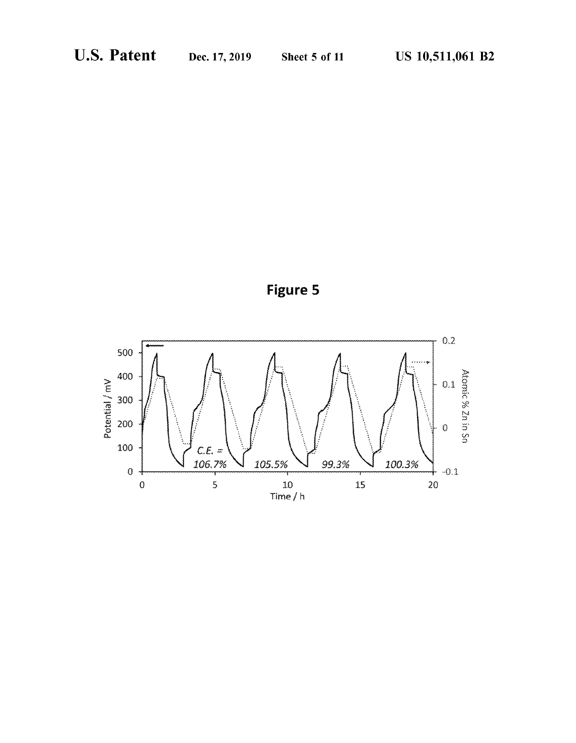Figure 5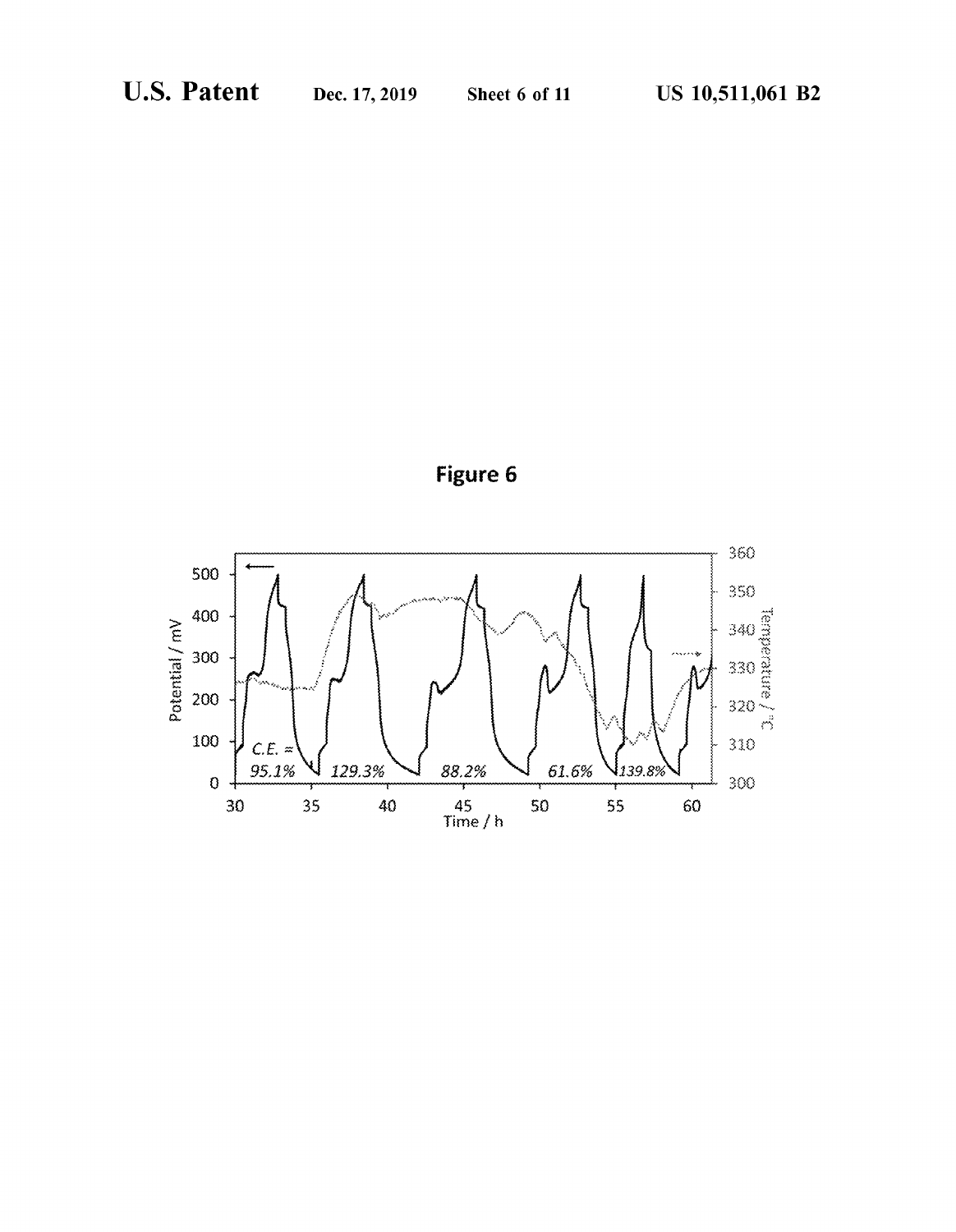**Figure 6**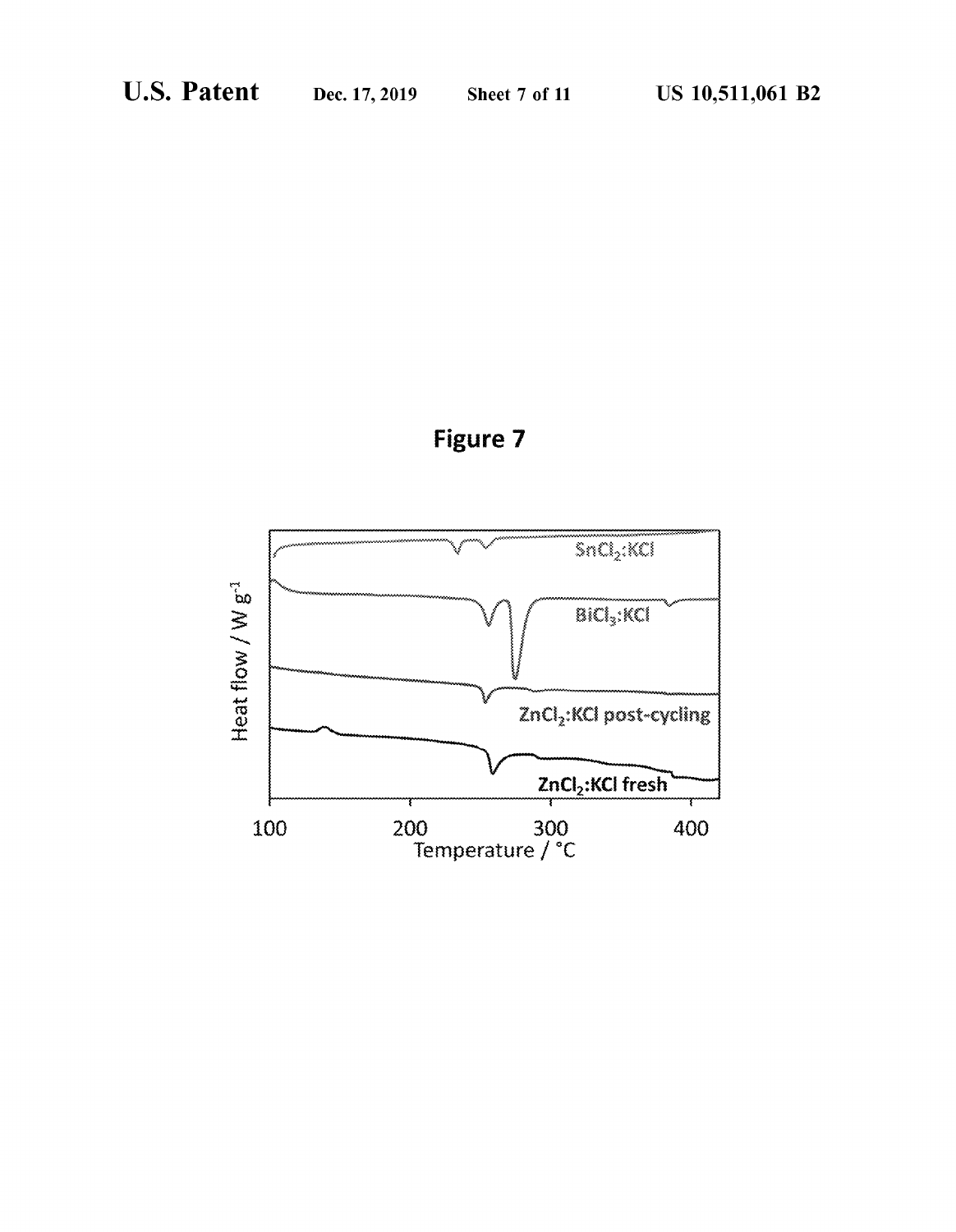**Figure 7**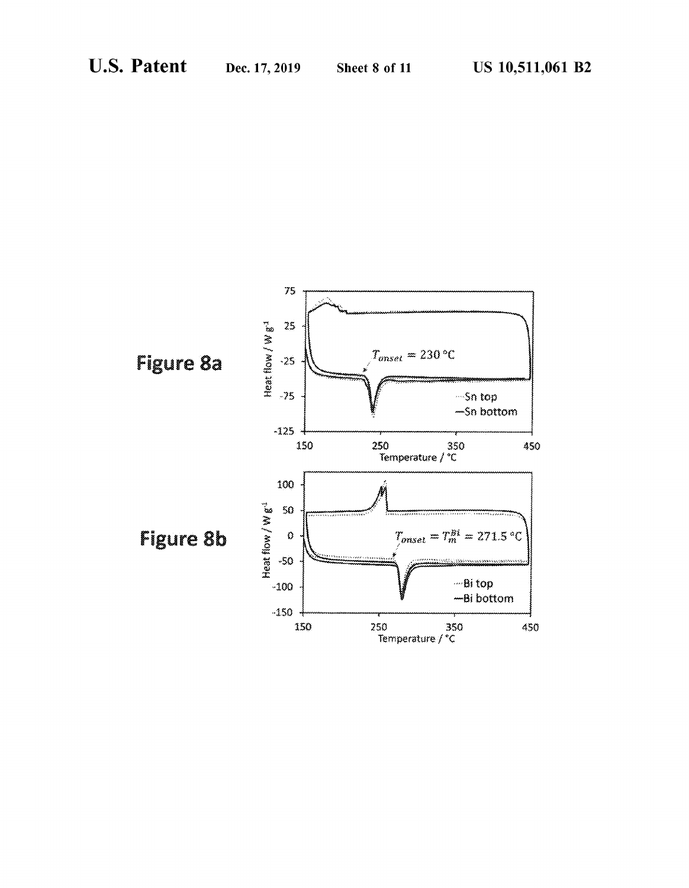**Figure 8a**

**Figure 8b**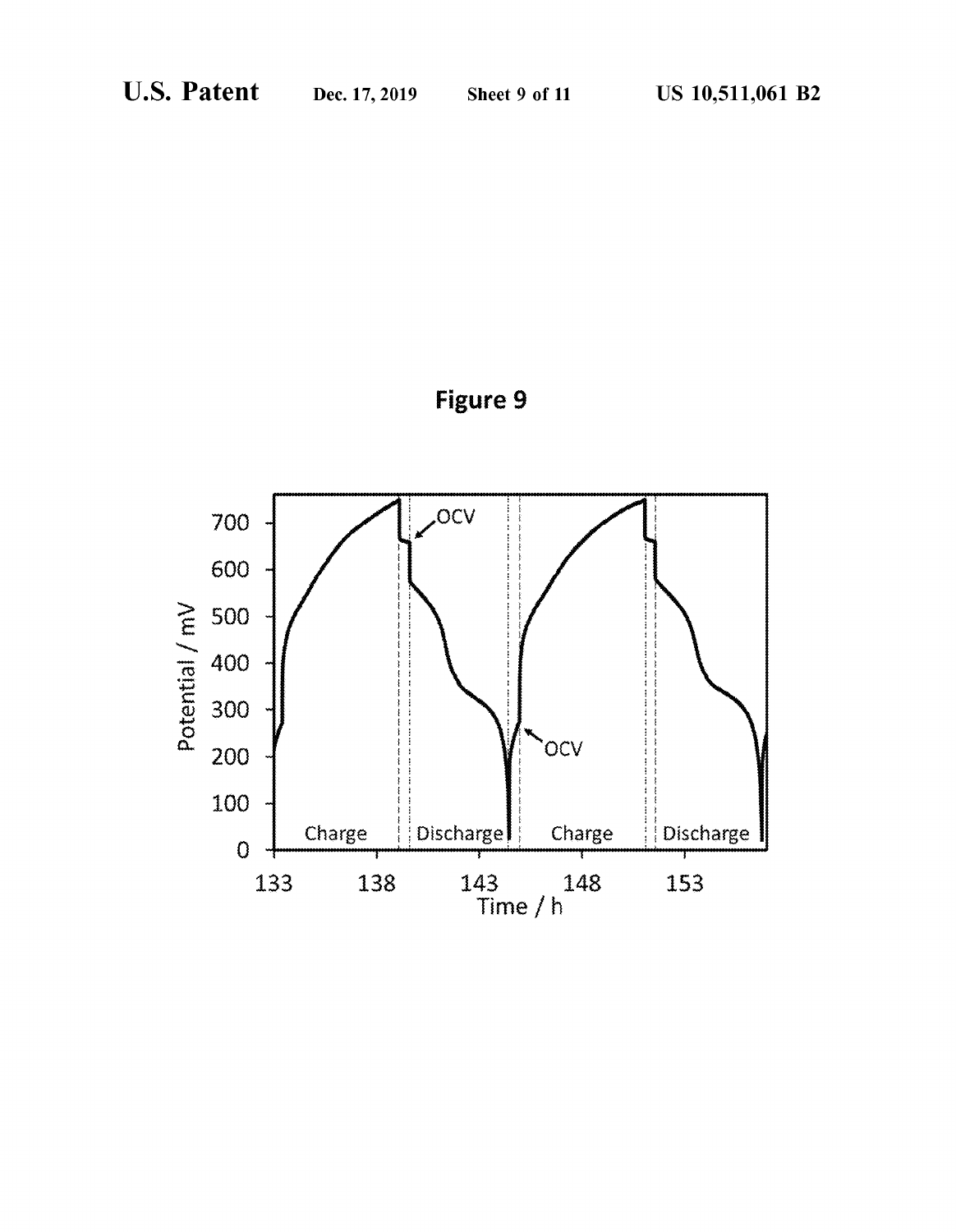**Figure 9**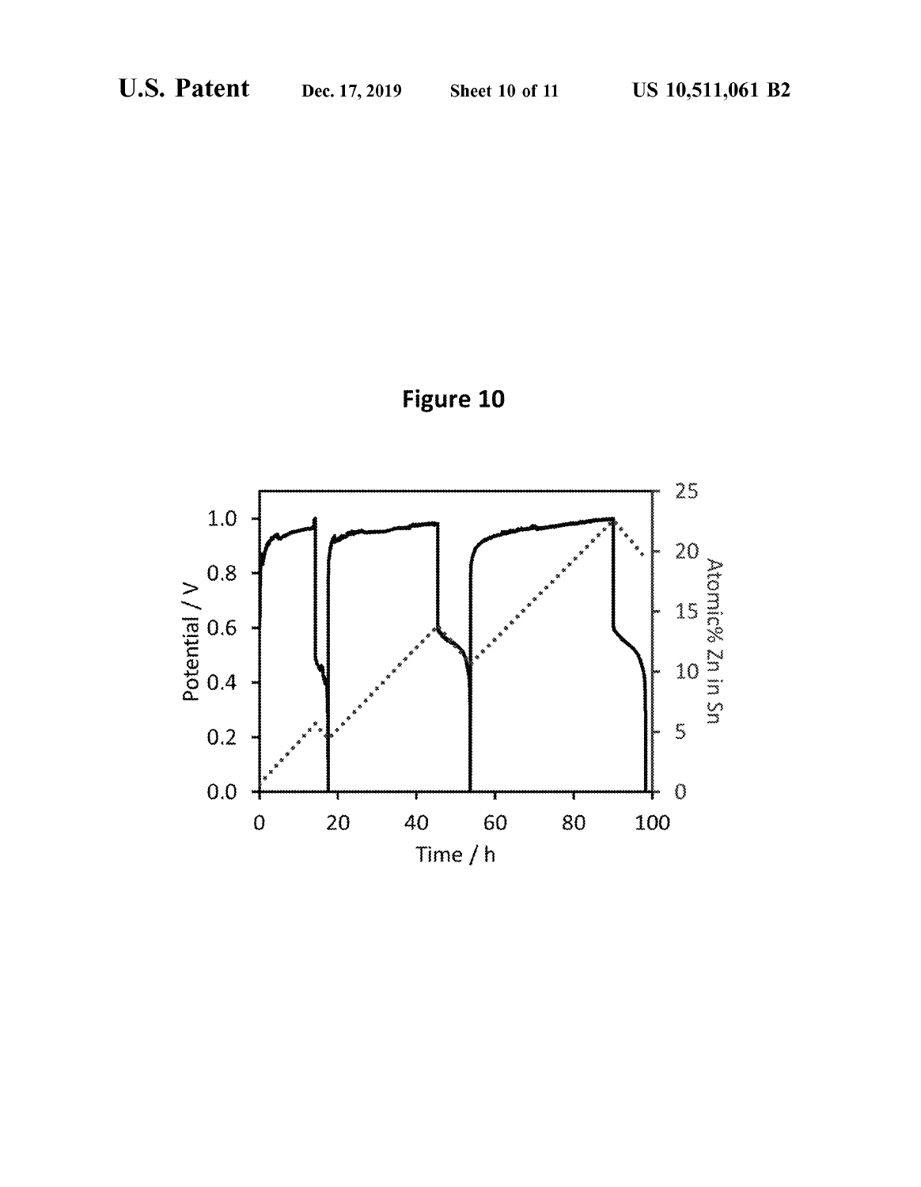**Figure 10**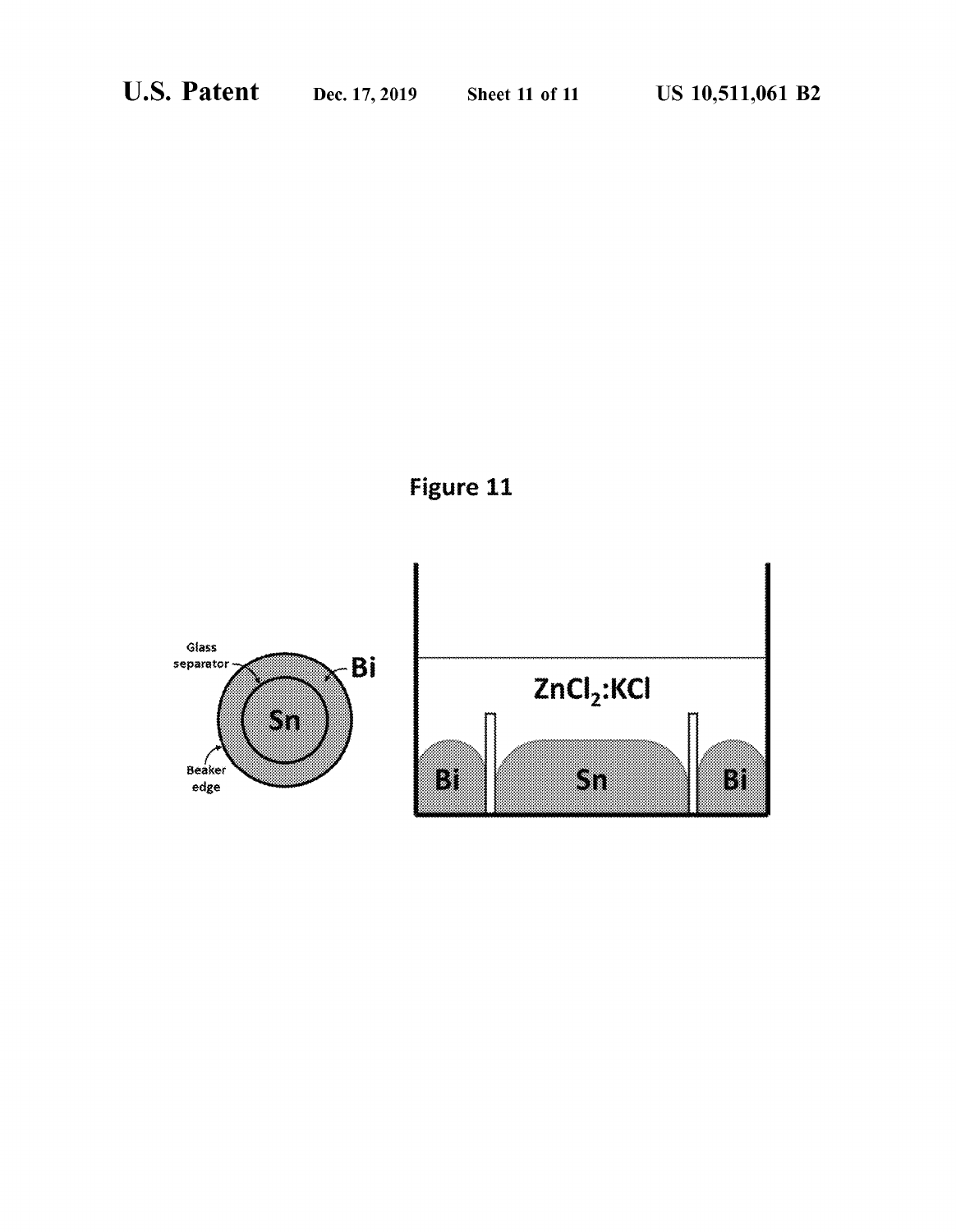Figure 11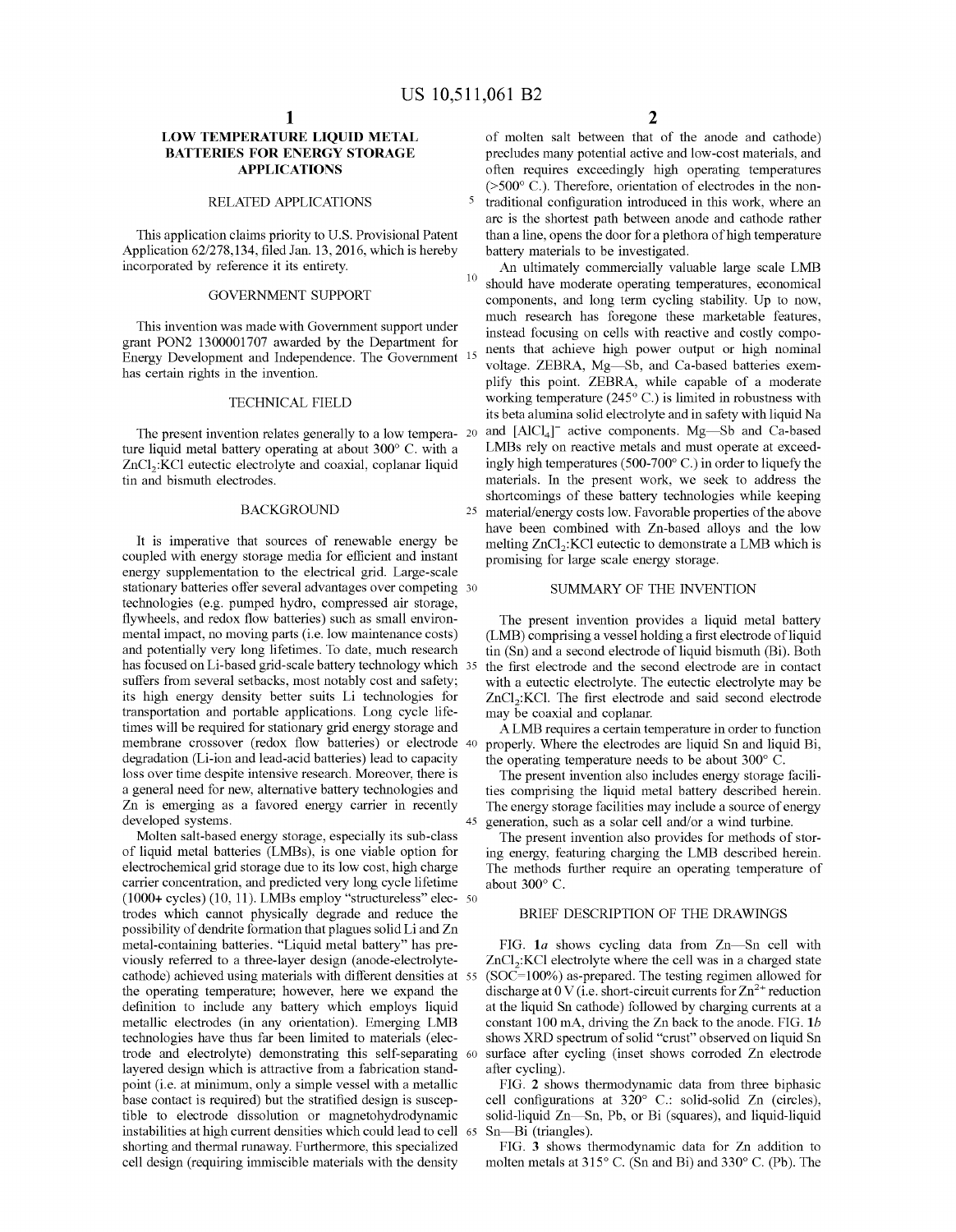# LOW TEMPERATURE LIQUID METAL BATTERIES FOR ENERGY STORAGE APPLICATIONS

## RELATED APPLICATIONS

This application claims priority to U.S. Provisional Patent Application 62/278,134, filed Jan. 13, 2016, which is hereby incorporated by reference it its entirety.

## GOVERNMENT SUPPORT

This invention was made with Government support under grant PON2 1300001707 awarded by the Department for Energy Development and Independence. The Government has certain rights in the invention.

## TECHNICAL FIELD

The present invention relates generally to a low temperature liquid metal battery operating at about 300° C. with a $ZnCl_2$:KCl eutectic electrolyte and coaxial, coplanar liquid tin and bismuth electrodes.

## BACKGROUND

It is imperative that sources of renewable energy be coupled with energy storage media for efficient and instant energy supplementation to the electrical grid. Large-scale stationary batteries offer several advantages over competing technologies (e.g. pumped hydro, compressed air storage, flywheels, and redox flow batteries) such as small environmental impact, no moving parts (i.e. low maintenance costs) and potentially very long lifetimes. To date, much research has focused on Li-based grid-scale battery technology which suffers from several setbacks, most notably cost and safety; its high energy density better suits Li technologies for transportation and portable applications. Long cycle lifetimes will be required for stationary grid energy storage and membrane crossover (redox flow batteries) or electrode degradation (Li-ion and lead-acid batteries) lead to capacity loss over time despite intensive research. Moreover, there is a general need for new, alternative battery technologies and Zn is emerging as a favored energy carrier in recently developed systems.

Molten salt-based energy storage, especially its sub-class of liquid metal batteries (LMBs), is one viable option for electrochemical grid storage due to its low cost, high charge carrier concentration, and predicted very long cycle lifetime (1000+ cycles) (10, 11). LMBs employ "structureless" electrodes which cannot physically degrade and reduce the possibility of dendrite formation that plagues solid Li and Zn metal-containing batteries. "Liquid metal battery" has previously referred to a three-layer design (anode-electrolyte-cathode) achieved using materials with different densities at the operating temperature; however, here we expand the definition to include any battery which employs liquid metallic electrodes (in any orientation). Emerging LMB technologies have thus far been limited to materials (electrode and electrolyte) demonstrating this self-separating layered design which is attractive from a fabrication standpoint (i.e. at minimum, only a simple vessel with a metallic base contact is required) but the stratified design is susceptible to electrode dissolution or magnetohydrodynamic instabilities at high current densities which could lead to cell shorting and thermal runaway. Furthermore, this specialized cell design (requiring immiscible materials with the density of molten salt between that of the anode and cathode) precludes many potential active and low-cost materials, and often requires exceedingly high operating temperatures (>500° C.). Therefore, orientation of electrodes in the non-traditional configuration introduced in this work, where an arc is the shortest path between anode and cathode rather than a line, opens the door for a plethora of high temperature battery materials to be investigated.

An ultimately commercially valuable large scale LMB should have moderate operating temperatures, economical components, and long term cycling stability. Up to now, much research has foregone these marketable features, instead focusing on cells with reactive and costly components that achieve high power output or high nominal voltage. ZEBRA, Mg—Sb, and Ca-based batteries exemplify this point. ZEBRA, while capable of a moderate working temperature (245° C.) is limited in robustness with its beta alumina solid electrolyte and in safety with liquid Na and $[AlCl_4]^-$ active components. Mg—Sb and Ca-based LMBs rely on reactive metals and must operate at exceedingly high temperatures (500-700° C.) in order to liquefy the materials. In the present work, we seek to address the shortcomings of these battery technologies while keeping material/energy costs low. Favorable properties of the above have been combined with Zn-based alloys and the low melting $ZnCl_2$:KCl eutectic to demonstrate a LMB which is promising for large scale energy storage.

## SUMMARY OF THE INVENTION

The present invention provides a liquid metal battery (LMB) comprising a vessel holding a first electrode of liquid tin (Sn) and a second electrode of liquid bismuth (Bi). Both the first electrode and the second electrode are in contact with a eutectic electrolyte. The eutectic electrolyte may be $ZnCl_2$:KCl. The first electrode and said second electrode may be coaxial and coplanar.

A LMB requires a certain temperature in order to function properly. Where the electrodes are liquid Sn and liquid Bi, the operating temperature needs to be about 300° C.

The present invention also includes energy storage facilities comprising the liquid metal battery described herein. The energy storage facilities may include a source of energy generation, such as a solar cell and/or a wind turbine.

The present invention also provides for methods of storing energy, featuring charging the LMB described herein. The methods further require an operating temperature of about 300° C.

## BRIEF DESCRIPTION OF THE DRAWINGS

FIG. 1*a* shows cycling data from Zn—Sn cell with $ZnCl_2$:KCl electrolyte where the cell was in a charged state (SOC=100%) as-prepared. The testing regimen allowed for discharge at 0 V (i.e. short-circuit currents for $Zn^{2+}$ reduction at the liquid Sn cathode) followed by charging currents at a constant 100 mA, driving the Zn back to the anode. FIG. 1*b* shows XRD spectrum of solid "crust" observed on liquid Sn surface after cycling (inset shows corroded Zn electrode after cycling).

FIG. 2 shows thermodynamic data from three biphasic cell configurations at 320° C.: solid-solid Zn (circles), solid-liquid Zn—Sn, Pb, or Bi (squares), and liquid-liquid Sn—Bi (triangles).

FIG. 3 shows thermodynamic data for Zn addition to molten metals at 315° C. (Sn and Bi) and 330° C. (Pb). The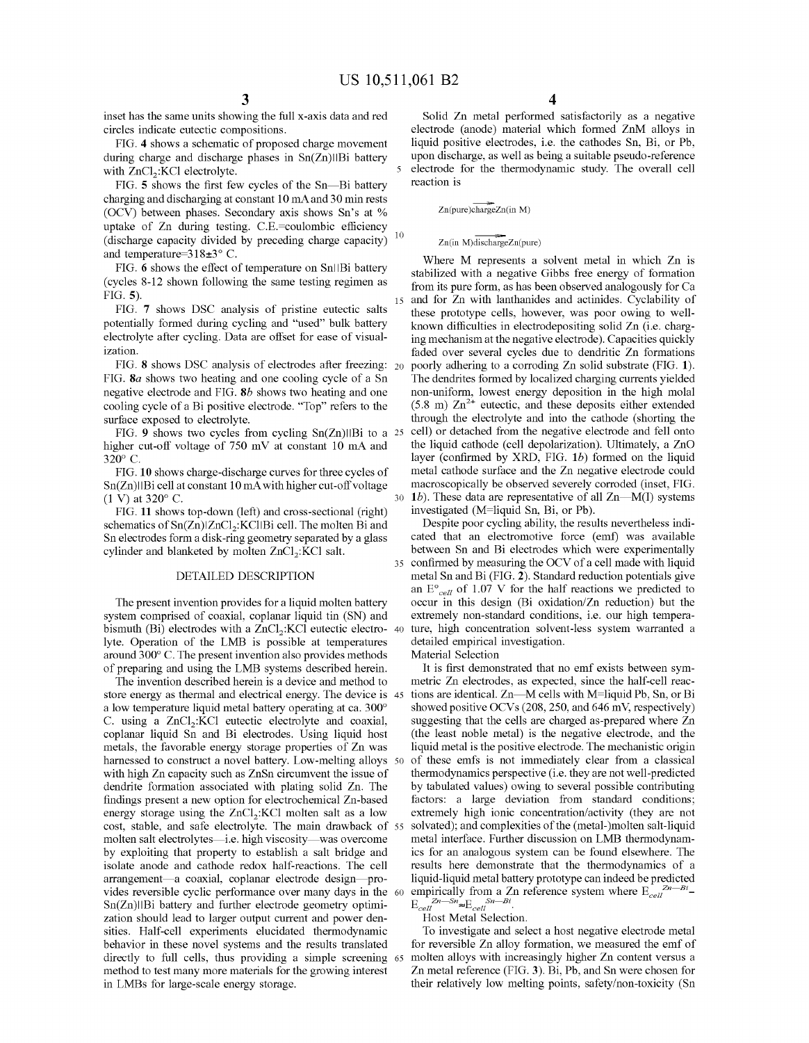inset has the same units showing the full x-axis data and red circles indicate eutectic compositions.

FIG. 4 shows a schematic of proposed charge movement during charge and discharge phases in Sn(Zn)||Bi battery with $ZnCl_2$:KCl electrolyte.

FIG. 5 shows the first few cycles of the Sn—Bi battery charging and discharging at constant 10 mA and 30 min rests (OCV) between phases. Secondary axis shows Sn's at % uptake of Zn during testing. C.E.=coulombic efficiency (discharge capacity divided by preceding charge capacity) and temperature=318±3° C.

FIG. 6 shows the effect of temperature on Sn||Bi battery (cycles 8-12 shown following the same testing regimen as FIG. 5).

FIG. 7 shows DSC analysis of pristine eutectic salts potentially formed during cycling and "used" bulk battery electrolyte after cycling. Data are offset for ease of visualization.

FIG. 8 shows DSC analysis of electrodes after freezing: FIG. 8a shows two heating and one cooling cycle of a Sn negative electrode and FIG. 8b shows two heating and one cooling cycle of a Bi positive electrode. "Top" refers to the surface exposed to electrolyte.

FIG. 9 shows two cycles from cycling Sn(Zn)||Bi to a higher cut-off voltage of 750 mV at constant 10 mA and 320° C.

FIG. 10 shows charge-discharge curves for three cycles of Sn(Zn)||Bi cell at constant 10 mA with higher cut-off voltage (1 V) at 320° C.

FIG. 11 shows top-down (left) and cross-sectional (right) schematics of Sn(Zn)|$ZnCl_2$:KCl||Bi cell. The molten Bi and Sn electrodes form a disk-ring geometry separated by a glass cylinder and blanketed by molten $ZnCl_2$:KCl salt.

## DETAILED DESCRIPTION

The present invention provides for a liquid molten battery system comprised of coaxial, coplanar liquid tin (SN) and bismuth (Bi) electrodes in a $ZnCl_2$:KCl eutectic electrolyte. Operation of the LMB is possible at temperatures around 300° C. The present invention also provides methods of preparing and using the LMB systems described herein.

The invention described herein is a device and method to store energy as thermal and electrical energy. The device is a low temperature liquid metal battery operating at ca. 300° C. using a $ZnCl_2$:KCl eutectic electrolyte and coaxial, coplanar liquid Sn and Bi electrodes. Using liquid host metals, the favorable energy storage properties of Zn was harnessed to construct a novel battery. Low-melting alloys with high Zn capacity such as ZnSn circumvent the issue of dendrite formation associated with plating solid Zn. The findings present a new option for electrochemical Zn-based energy storage using the $ZnCl_2$:KCl molten salt as a low cost, stable, and safe electrolyte. The main drawback of molten salt electrolytes—i.e. high viscosity—was overcome by exploiting that property to establish a salt bridge and isolate anode and cathode redox half-reactions. The cell arrangement—a coaxial, coplanar electrode design—provides reversible cyclic performance over many days in the Sn(Zn)||Bi battery and further electrode geometry optimization should lead to larger output current and power densities. Half-cell experiments elucidated thermodynamic behavior in these novel systems and the results translated directly to full cells, thus providing a simple screening method to test many more materials for the growing interest in LMBs for large-scale energy storage.

Solid Zn metal performed satisfactorily as a negative electrode (anode) material which formed ZnM alloys in liquid positive electrodes, i.e. the cathodes Sn, Bi, or Pb, upon discharge, as well as being a suitable pseudo-reference electrode for the thermodynamic study. The overall cell reaction is

$$\text{Zn(pure)}\xrightarrow{\text{charge}}\text{Zn(in M)}$$

$$\text{Zn(in M)}\xrightarrow{\text{discharge}}\text{Zn(pure)}$$

Where M represents a solvent metal in which Zn is stabilized with a negative Gibbs free energy of formation from its pure form, as has been observed analogously for Ca and for Zn with lanthanides and actinides. Cyclability of these prototype cells, however, was poor owing to well-known difficulties in electrodepositing solid Zn (i.e. charging mechanism at the negative electrode). Capacities quickly faded over several cycles due to dendritic Zn formations poorly adhering to a corroding Zn solid substrate (FIG. 1). The dendrites formed by localized charging currents yielded non-uniform, lowest energy deposition in the high molal (5.8 m) $Zn^{2+}$ eutectic, and these deposits either extended through the electrolyte and into the cathode (shorting the cell) or detached from the negative electrode and fell onto the liquid cathode (cell depolarization). Ultimately, a ZnO layer (confirmed by XRD, FIG. 1b) formed on the liquid metal cathode surface and the Zn negative electrode could macroscopically be observed severely corroded (inset, FIG. 1b). These data are representative of all Zn—M(l) systems investigated (M=liquid Sn, Bi, or Pb).

Despite poor cycling ability, the results nevertheless indicated that an electromotive force (emf) was available between Sn and Bi electrodes which were experimentally confirmed by measuring the OCV of a cell made with liquid metal Sn and Bi (FIG. 2). Standard reduction potentials give an $E°_{cell}$ of 1.07 V for the half reactions we predicted to occur in this design (Bi oxidation/Zn reduction) but the extremely non-standard conditions, i.e. our high temperature, high concentration solvent-less system warranted a detailed empirical investigation.

Material Selection

It is first demonstrated that no emf exists between symmetric Zn electrodes, as expected, since the half-cell reactions are identical. Zn—M cells with M=liquid Pb, Sn, or Bi showed positive OCVs (208, 250, and 646 mV, respectively) suggesting that the cells are charged as-prepared where Zn (the least noble metal) is the negative electrode, and the liquid metal is the positive electrode. The mechanistic origin of these emfs is not immediately clear from a classical thermodynamics perspective (i.e. they are not well-predicted by tabulated values) owing to several possible contributing factors: a large deviation from standard conditions; extremely high ionic concentration/activity (they are not solvated); and complexities of the (metal-)molten salt-liquid metal interface. Further discussion on LMB thermodynamics for an analogous system can be found elsewhere. The results here demonstrate that the thermodynamics of a liquid-liquid metal battery prototype can indeed be predicted empirically from a Zn reference system where $E_{cell}^{Zn-Bi}-E_{cell}^{Zn-Sn}\approx E_{cell}^{Sn-Bi}$.

Host Metal Selection.

To investigate and select a host negative electrode metal for reversible Zn alloy formation, we measured the emf of molten alloys with increasingly higher Zn content versus a Zn metal reference (FIG. 3). Bi, Pb, and Sn were chosen for their relatively low melting points, safety/non-toxicity (Sn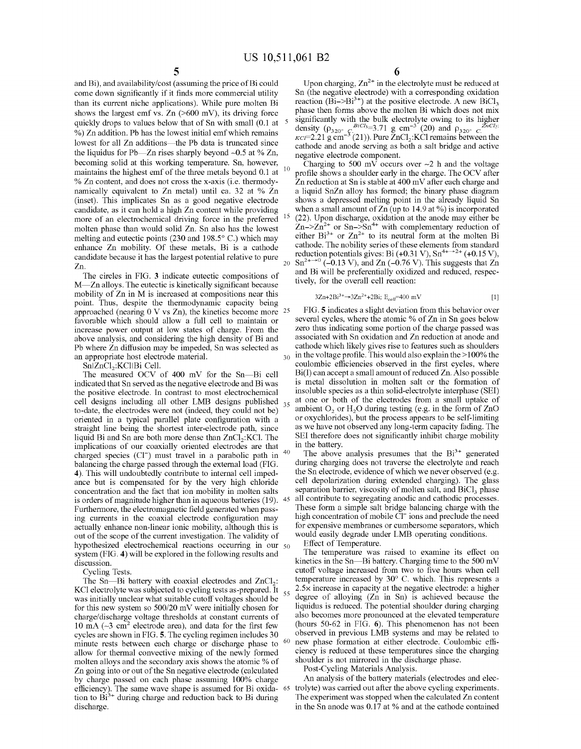and Bi), and availability/cost (assuming the price of Bi could come down significantly if it finds more commercial utility than its current niche applications). While pure molten Bi shows the largest emf vs. Zn (>600 mV), its driving force quickly drops to values below that of Sn with small (0.1 at %) Zn addition. Pb has the lowest initial emf which remains lowest for all Zn additions—the Pb data is truncated since the liquidus for Pb—Zn rises sharply beyond ~0.5 at % Zn, becoming solid at this working temperature. Sn, however, maintains the highest emf of the three metals beyond 0.1 at % Zn content, and does not cross the x-axis (i.e. thermodynamically equivalent to Zn metal) until ca. 32 at % Zn (inset). This implicates Sn as a good negative electrode candidate, as it can hold a high Zn content while providing more of an electrochemical driving force in the preferred molten phase than would solid Zn. Sn also has the lowest melting and eutectic points (230 and 198.5° C.) which may enhance Zn mobility. Of these metals, Bi is a cathode candidate because it has the largest potential relative to pure Zn.

The circles in FIG. 3 indicate eutectic compositions of M—Zn alloys. The eutectic is kinetically significant because mobility of Zn in M is increased at compositions near this point. Thus, despite the thermodynamic capacity being approached (nearing 0 V vs Zn), the kinetics become more favorable which should allow a full cell to maintain or increase power output at low states of charge. From the above analysis, and considering the high density of Bi and Pb where Zn diffusion may be impeded, Sn was selected as an appropriate host electrode material.

Sn|$ZnCl_2$:KCl||Bi Cell.

The measured OCV of 400 mV for the Sn—Bi cell indicated that Sn served as the negative electrode and Bi was the positive electrode. In contrast to most electrochemical cell designs including all other LMB designs published to-date, the electrodes were not (indeed, they could not be) oriented in a typical parallel plate configuration with a straight line being the shortest inter-electrode path, since liquid Bi and Sn are both more dense than $ZnCl_2$:KCl. The implications of our coaxially oriented electrodes are that charged species ($Cl^-$) must travel in a parabolic path in balancing the charge passed through the external load (FIG. 4). This will undoubtedly contribute to internal cell impedance but is compensated for by the very high chloride concentration and the fact that ion mobility in molten salts is orders of magnitude higher than in aqueous batteries (19). Furthermore, the electromagnetic field generated when passing currents in the coaxial electrode configuration may actually enhance non-linear ionic mobility, although this is out of the scope of the current investigation. The validity of hypothesized electrochemical reactions occurring in our system (FIG. 4) will be explored in the following results and discussion.

Cycling Tests.

The Sn—Bi battery with coaxial electrodes and $ZnCl_2$:KCl electrolyte was subjected to cycling tests as-prepared. It was initially unclear what suitable cutoff voltages should be for this new system so 500/20 mV were initially chosen for charge/discharge voltage thresholds at constant currents of 10 mA (~3 $cm^2$ electrode area), and data for the first few cycles are shown in FIG. 5. The cycling regimen includes 30 minute rests between each charge or discharge phase to allow for thermal convective mixing of the newly formed molten alloys and the secondary axis shows the atomic % of Zn going into or out of the Sn negative electrode (calculated by charge passed on each phase assuming 100% charge efficiency). The same wave shape is assumed for Bi oxidation to $Bi^{3+}$ during charge and reduction back to Bi during discharge.

Upon charging, $Zn^{2+}$ in the electrolyte must be reduced at Sn (the negative electrode) with a corresponding oxidation reaction ($Bi \rightarrow Bi^{3+}$) at the positive electrode. A new $BiCl_3$ phase then forms above the molten Bi which does not mix significantly with the bulk electrolyte owing to its higher density ($\rho_{320°\,C.}^{BiCl_3}$=3.71 g $cm^{-3}$ (20) and $\rho_{320°\,C.}^{ZnCl_2:KCl}$=2.21 g $cm^{-3}$ (21)). Pure $ZnCl_2$:KCl remains between the cathode and anode serving as both a salt bridge and active negative electrode component.

Charging to 500 mV occurs over ~2 h and the voltage profile shows a shoulder early in the charge. The OCV after Zn reduction at Sn is stable at 400 mV after each charge and a liquid SnZn alloy has formed; the binary phase diagram shows a depressed melting point in the already liquid Sn when a small amount of Zn (up to 14.9 at %) is incorporated (22). Upon discharge, oxidation at the anode may either be $Zn \rightarrow Zn^{2+}$ or $Sn \rightarrow Sn^{4+}$ with complementary reduction of either $Bi^{3+}$ or $Zn^{2+}$ to its neutral form at the molten Bi cathode. The nobility series of these elements from standard reduction potentials gives: Bi (+0.31 V), $Sn^{4+\rightarrow 2+}$ (+0.15 V), $Sn^{2+\rightarrow 0}$ (−0.13 V), and Zn (−0.76 V). This suggests that Zn and Bi will be preferentially oxidized and reduced, respectively, for the overall cell reaction:

$$3Zn+2Bi^{3+} \rightarrow 3Zn^{2+}+2Bi;\ E_{cell}=400\text{ mV} \quad [1]$$

FIG. 5 indicates a slight deviation from this behavior over several cycles, where the atomic % of Zn in Sn goes below zero thus indicating some portion of the charge passed was associated with Sn oxidation and Zn reduction at anode and cathode which likely gives rise to features such as shoulders in the voltage profile. This would also explain the >100% the coulombic efficiencies observed in the first cycles, where Bi(l) can accept a small amount of reduced Zn. Also possible is metal dissolution in molten salt or the formation of insoluble species as a thin solid-electrolyte interphase (SEI) at one or both of the electrodes from a small uptake of ambient $O_2$ or $H_2O$ during testing (e.g. in the form of ZnO or oxychlorides), but the process appears to be self-limiting as we have not observed any long-term capacity fading. The SEI therefore does not significantly inhibit charge mobility in the battery.

The above analysis presumes that the $Bi^{3+}$ generated during charging does not traverse the electrolyte and reach the Sn electrode, evidence of which we never observed (e.g. cell depolarization during extended charging). The glass separation barrier, viscosity of molten salt, and $BiCl_3$ phase all contribute to segregating anodic and cathodic processes. These form a simple salt bridge balancing charge with the high concentration of mobile $Cl^-$ ions and preclude the need for expensive membranes or cumbersome separators, which would easily degrade under LMB operating conditions.

Effect of Temperature.

The temperature was raised to examine its effect on kinetics in the Sn—Bi battery. Charging time to the 500 mV cutoff voltage increased from two to five hours when cell temperature increased by 30° C. which. This represents a 2.5× increase in capacity at the negative electrode: a higher degree of alloying (Zn in Sn) is achieved because the liquidus is reduced. The potential shoulder during charging also becomes more pronounced at the elevated temperature (hours 50-62 in FIG. 6). This phenomenon has not been observed in previous LMB systems and may be related to new phase formation at either electrode. Coulombic efficiency is reduced at these temperatures since the charging shoulder is not mirrored in the discharge phase.

Post-Cycling Materials Analysis.

An analysis of the battery materials (electrodes and electrolyte) was carried out after the above cycling experiments. The experiment was stopped when the calculated Zn content in the Sn anode was 0.17 at % and at the cathode contained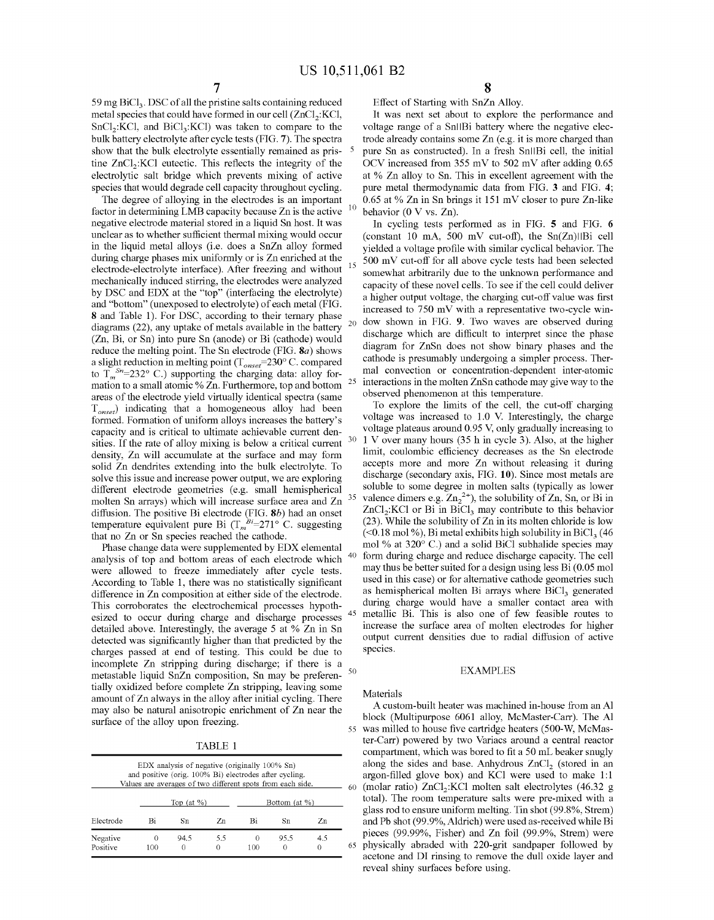59 mg $BiCl_3$. DSC of all the pristine salts containing reduced metal species that could have formed in our cell ($ZnCl_2$:KCl, $SnCl_2$:KCl, and $BiCl_3$:KCl) was taken to compare to the bulk battery electrolyte after cycle tests (FIG. 7). The spectra show that the bulk electrolyte essentially remained as pristine $ZnCl_2$:KCl eutectic. This reflects the integrity of the electrolytic salt bridge which prevents mixing of active species that would degrade cell capacity throughout cycling.

The degree of alloying in the electrodes is an important factor in determining LMB capacity because Zn is the active negative electrode material stored in a liquid Sn host. It was unclear as to whether sufficient thermal mixing would occur in the liquid metal alloys (i.e. does a SnZn alloy formed during charge phases mix uniformly or is Zn enriched at the electrode-electrolyte interface). After freezing and without mechanically induced stirring, the electrodes were analyzed by DSC and EDX at the "top" (interfacing the electrolyte) and "bottom" (unexposed to electrolyte) of each metal (FIG. 8 and Table 1). For DSC, according to their ternary phase diagrams (22), any uptake of metals available in the battery (Zn, Bi, or Sn) into pure Sn (anode) or Bi (cathode) would reduce the melting point. The Sn electrode (FIG. 8a) shows a slight reduction in melting point ($T_{onset}$=230° C. compared to $T_m^{Sn}$=232° C.) supporting the charging data: alloy formation to a small atomic % Zn. Furthermore, top and bottom areas of the electrode yield virtually identical spectra (same $T_{onset}$) indicating that a homogeneous alloy had been formed. Formation of uniform alloys increases the battery's capacity and is critical to ultimate achievable current densities. If the rate of alloy mixing is below a critical current density, Zn will accumulate at the surface and may form solid Zn dendrites extending into the bulk electrolyte. To solve this issue and increase power output, we are exploring different electrode geometries (e.g. small hemispherical molten Sn arrays) which will increase surface area and Zn diffusion. The positive Bi electrode (FIG. 8b) had an onset temperature equivalent pure Bi ($T_m^{Bi}$=271° C. suggesting that no Zn or Sn species reached the cathode.

Phase change data were supplemented by EDX elemental analysis of top and bottom areas of each electrode which were allowed to freeze immediately after cycle tests. According to Table 1, there was no statistically significant difference in Zn composition at either side of the electrode. This corroborates the electrochemical processes hypothesized to occur during charge and discharge processes detailed above. Interestingly, the average 5 at % Zn in Sn detected was significantly higher than that predicted by the charges passed at end of testing. This could be due to incomplete Zn stripping during discharge; if there is a metastable liquid SnZn composition, Sn may be preferentially oxidized before complete Zn stripping, leaving some amount of Zn always in the alloy after initial cycling. There may also be natural anisotropic enrichment of Zn near the surface of the alloy upon freezing.

TABLE 1

EDX analysis of negative (originally 100% Sn) and positive (orig. 100% Bi) electrodes after cycling. Values are averages of two different spots from each side.

| Electrode | Top (at %) | | | Bottom (at %) | | |
|---|---|---|---|---|---|---|
| | Bi | Sn | Zn | Bi | Sn | Zn |
| Negative | 0 | 94.5 | 5.5 | 0 | 95.5 | 4.5 |
| Positive | 100 | 0 | 0 | 100 | 0 | 0 |

Effect of Starting with SnZn Alloy.

It was next set about to explore the performance and voltage range of a Sn||Bi battery where the negative electrode already contains some Zn (e.g. it is more charged than pure Sn as constructed). In a fresh Sn||Bi cell, the initial OCV increased from 355 mV to 502 mV after adding 0.65 at % Zn alloy to Sn. This in excellent agreement with the pure metal thermodynamic data from FIG. 3 and FIG. 4; 0.65 at % Zn in Sn brings it 151 mV closer to pure Zn-like behavior (0 V vs. Zn).

In cycling tests performed as in FIG. 5 and FIG. 6 (constant 10 mA, 500 mV cut-off), the Sn(Zn)||Bi cell yielded a voltage profile with similar cyclical behavior. The 500 mV cut-off for all above cycle tests had been selected somewhat arbitrarily due to the unknown performance and capacity of these novel cells. To see if the cell could deliver a higher output voltage, the charging cut-off value was first increased to 750 mV with a representative two-cycle window shown in FIG. 9. Two waves are observed during discharge which are difficult to interpret since the phase diagram for ZnSn does not show binary phases and the cathode is presumably undergoing a simpler process. Thermal convection or concentration-dependent inter-atomic interactions in the molten ZnSn cathode may give way to the observed phenomenon at this temperature.

To explore the limits of the cell, the cut-off charging voltage was increased to 1.0 V. Interestingly, the charge voltage plateaus around 0.95 V, only gradually increasing to 1 V over many hours (35 h in cycle 3). Also, at the higher limit, coulombic efficiency decreases as the Sn electrode accepts more and more Zn without releasing it during discharge (secondary axis, FIG. 10). Since most metals are soluble to some degree in molten salts (typically as lower valence dimers e.g. $Zn_2^{2+}$), the solubility of Zn, Sn, or Bi in $ZnCl_2$:KCl or Bi in $BiCl_3$ may contribute to this behavior (23). While the solubility of Zn in its molten chloride is low (<0.18 mol %), Bi metal exhibits high solubility in $BiCl_3$ (46 mol % at 320° C.) and a solid BiCl subhalide species may form during charge and reduce discharge capacity. The cell may thus be better suited for a design using less Bi (0.05 mol used in this case) or for alternative cathode geometries such as hemispherical molten Bi arrays where $BiCl_3$ generated during charge would have a smaller contact area with metallic Bi. This is also one of few feasible routes to increase the surface area of molten electrodes for higher output current densities due to radial diffusion of active species.

## EXAMPLES

Materials

A custom-built heater was machined in-house from an Al block (Multipurpose 6061 alloy, McMaster-Carr). The Al was milled to house five cartridge heaters (500-W, McMaster-Carr) powered by two Variacs around a central reactor compartment, which was bored to fit a 50 mL beaker snugly along the sides and base. Anhydrous $ZnCl_2$ (stored in an argon-filled glove box) and KCl were used to make 1:1 (molar ratio) $ZnCl_2$:KCl molten salt electrolytes (46.32 g total). The room temperature salts were pre-mixed with a glass rod to ensure uniform melting. Tin shot (99.8%, Strem) and Pb shot (99.9%, Aldrich) were used as-received while Bi pieces (99.99%, Fisher) and Zn foil (99.9%, Strem) were physically abraded with 220-grit sandpaper followed by acetone and DI rinsing to remove the dull oxide layer and reveal shiny surfaces before using.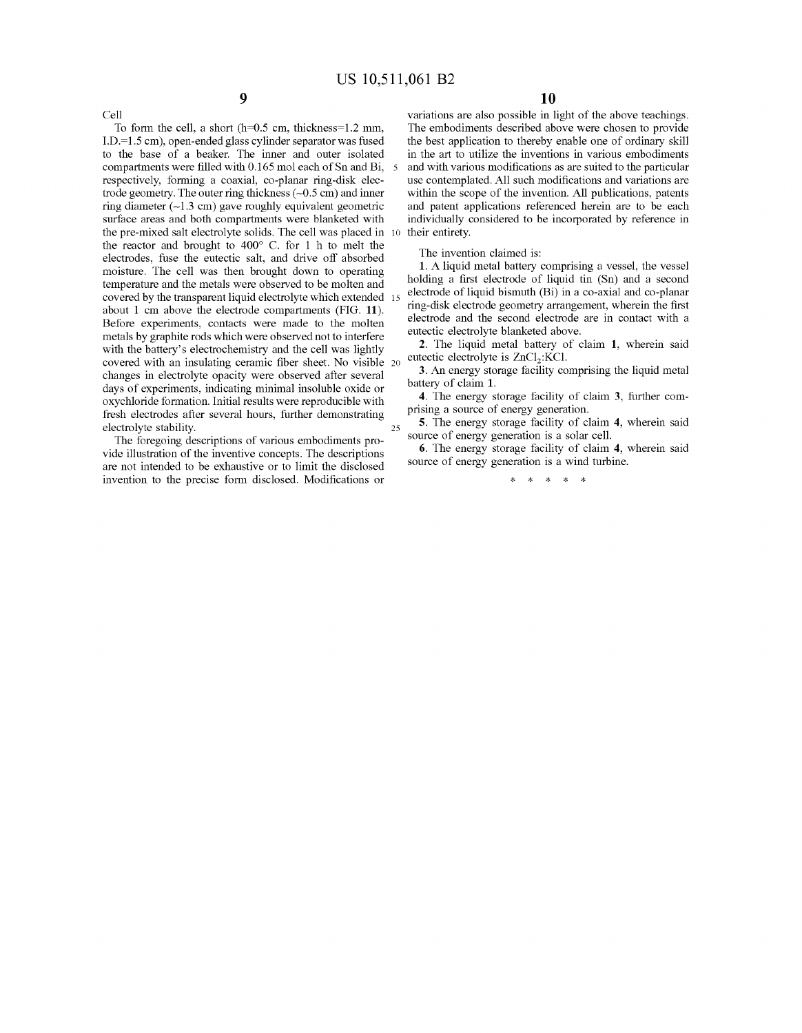Cell

To form the cell, a short (h=0.5 cm, thickness=1.2 mm, I.D.=1.5 cm), open-ended glass cylinder separator was fused to the base of a beaker. The inner and outer isolated compartments were filled with 0.165 mol each of Sn and Bi, respectively, forming a coaxial, co-planar ring-disk electrode geometry. The outer ring thickness (~0.5 cm) and inner ring diameter (~1.3 cm) gave roughly equivalent geometric surface areas and both compartments were blanketed with the pre-mixed salt electrolyte solids. The cell was placed in the reactor and brought to 400° C. for 1 h to melt the electrodes, fuse the eutectic salt, and drive off absorbed moisture. The cell was then brought down to operating temperature and the metals were observed to be molten and covered by the transparent liquid electrolyte which extended about 1 cm above the electrode compartments (FIG. **11**). Before experiments, contacts were made to the molten metals by graphite rods which were observed not to interfere with the battery's electrochemistry and the cell was lightly covered with an insulating ceramic fiber sheet. No visible changes in electrolyte opacity were observed after several days of experiments, indicating minimal insoluble oxide or oxychloride formation. Initial results were reproducible with fresh electrodes after several hours, further demonstrating electrolyte stability.

The foregoing descriptions of various embodiments provide illustration of the inventive concepts. The descriptions are not intended to be exhaustive or to limit the disclosed invention to the precise form disclosed. Modifications or variations are also possible in light of the above teachings. The embodiments described above were chosen to provide the best application to thereby enable one of ordinary skill in the art to utilize the inventions in various embodiments and with various modifications as are suited to the particular use contemplated. All such modifications and variations are within the scope of the invention. All publications, patents and patent applications referenced herein are to be each individually considered to be incorporated by reference in their entirety.

The invention claimed is:

**1**. A liquid metal battery comprising a vessel, the vessel holding a first electrode of liquid tin (Sn) and a second electrode of liquid bismuth (Bi) in a co-axial and co-planar ring-disk electrode geometry arrangement, wherein the first electrode and the second electrode are in contact with a eutectic electrolyte blanketed above.

**2**. The liquid metal battery of claim **1**, wherein said eutectic electrolyte is $ZnCl_2$:KCl.

**3**. An energy storage facility comprising the liquid metal battery of claim **1**.

**4**. The energy storage facility of claim **3**, further comprising a source of energy generation.

**5**. The energy storage facility of claim **4**, wherein said source of energy generation is a solar cell.

**6**. The energy storage facility of claim **4**, wherein said source of energy generation is a wind turbine.

* * * * *